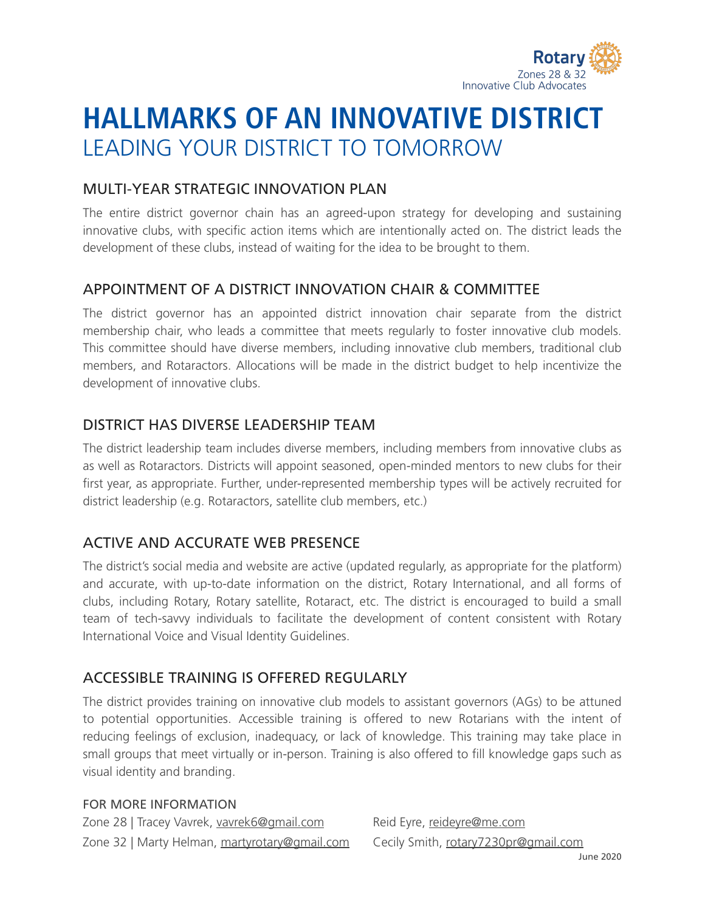Rotary
Zones 28 & 32
Innovative Club Advocates

# HALLMARKS OF AN INNOVATIVE DISTRICT

LEADING YOUR DISTRICT TO TOMORROW

## MULTI-YEAR STRATEGIC INNOVATION PLAN

The entire district governor chain has an agreed-upon strategy for developing and sustaining innovative clubs, with specific action items which are intentionally acted on. The district leads the development of these clubs, instead of waiting for the idea to be brought to them.

## APPOINTMENT OF A DISTRICT INNOVATION CHAIR & COMMITTEE

The district governor has an appointed district innovation chair separate from the district membership chair, who leads a committee that meets regularly to foster innovative club models. This committee should have diverse members, including innovative club members, traditional club members, and Rotaractors. Allocations will be made in the district budget to help incentivize the development of innovative clubs.

## DISTRICT HAS DIVERSE LEADERSHIP TEAM

The district leadership team includes diverse members, including members from innovative clubs as as well as Rotaractors. Districts will appoint seasoned, open-minded mentors to new clubs for their first year, as appropriate. Further, under-represented membership types will be actively recruited for district leadership (e.g. Rotaractors, satellite club members, etc.)

## ACTIVE AND ACCURATE WEB PRESENCE

The district's social media and website are active (updated regularly, as appropriate for the platform) and accurate, with up-to-date information on the district, Rotary International, and all forms of clubs, including Rotary, Rotary satellite, Rotaract, etc. The district is encouraged to build a small team of tech-savvy individuals to facilitate the development of content consistent with Rotary International Voice and Visual Identity Guidelines.

## ACCESSIBLE TRAINING IS OFFERED REGULARLY

The district provides training on innovative club models to assistant governors (AGs) to be attuned to potential opportunities. Accessible training is offered to new Rotarians with the intent of reducing feelings of exclusion, inadequacy, or lack of knowledge. This training may take place in small groups that meet virtually or in-person. Training is also offered to fill knowledge gaps such as visual identity and branding.

### FOR MORE INFORMATION

Zone 28 | Tracey Vavrek, vavrek6@gmail.com

Zone 32 | Marty Helman, martyrotary@gmail.com

Reid Eyre, reideyre@me.com

Cecily Smith, rotary7230pr@gmail.com

June 2020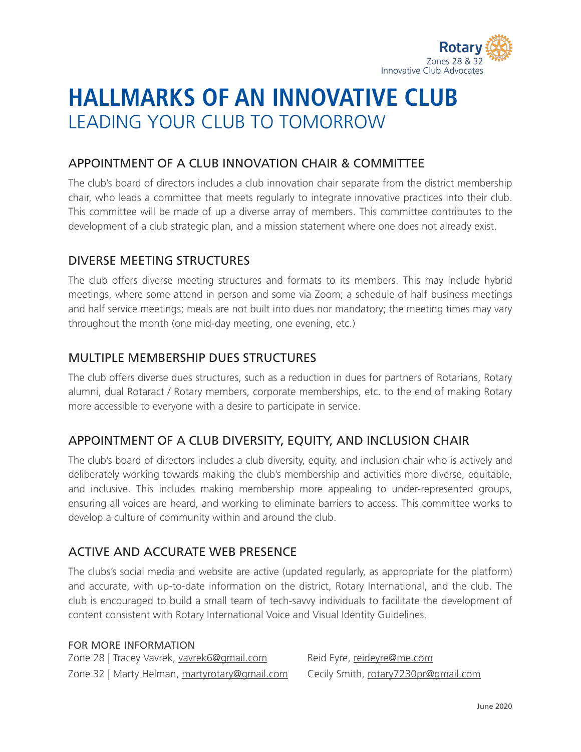Rotary
Zones 28 & 32
Innovative Club Advocates

# HALLMARKS OF AN INNOVATIVE CLUB

## LEADING YOUR CLUB TO TOMORROW

### APPOINTMENT OF A CLUB INNOVATION CHAIR & COMMITTEE

The club's board of directors includes a club innovation chair separate from the district membership chair, who leads a committee that meets regularly to integrate innovative practices into their club. This committee will be made of up a diverse array of members. This committee contributes to the development of a club strategic plan, and a mission statement where one does not already exist.

### DIVERSE MEETING STRUCTURES

The club offers diverse meeting structures and formats to its members. This may include hybrid meetings, where some attend in person and some via Zoom; a schedule of half business meetings and half service meetings; meals are not built into dues nor mandatory; the meeting times may vary throughout the month (one mid-day meeting, one evening, etc.)

### MULTIPLE MEMBERSHIP DUES STRUCTURES

The club offers diverse dues structures, such as a reduction in dues for partners of Rotarians, Rotary alumni, dual Rotaract / Rotary members, corporate memberships, etc. to the end of making Rotary more accessible to everyone with a desire to participate in service.

### APPOINTMENT OF A CLUB DIVERSITY, EQUITY, AND INCLUSION CHAIR

The club's board of directors includes a club diversity, equity, and inclusion chair who is actively and deliberately working towards making the club's membership and activities more diverse, equitable, and inclusive. This includes making membership more appealing to under-represented groups, ensuring all voices are heard, and working to eliminate barriers to access. This committee works to develop a culture of community within and around the club.

### ACTIVE AND ACCURATE WEB PRESENCE

The clubs's social media and website are active (updated regularly, as appropriate for the platform) and accurate, with up-to-date information on the district, Rotary International, and the club. The club is encouraged to build a small team of tech-savvy individuals to facilitate the development of content consistent with Rotary International Voice and Visual Identity Guidelines.

#### FOR MORE INFORMATION

Zone 28 | Tracey Vavrek, vavrek6@gmail.com
Zone 32 | Marty Helman, martyrotary@gmail.com
Reid Eyre, reideyre@me.com
Cecily Smith, rotary7230pr@gmail.com

June 2020